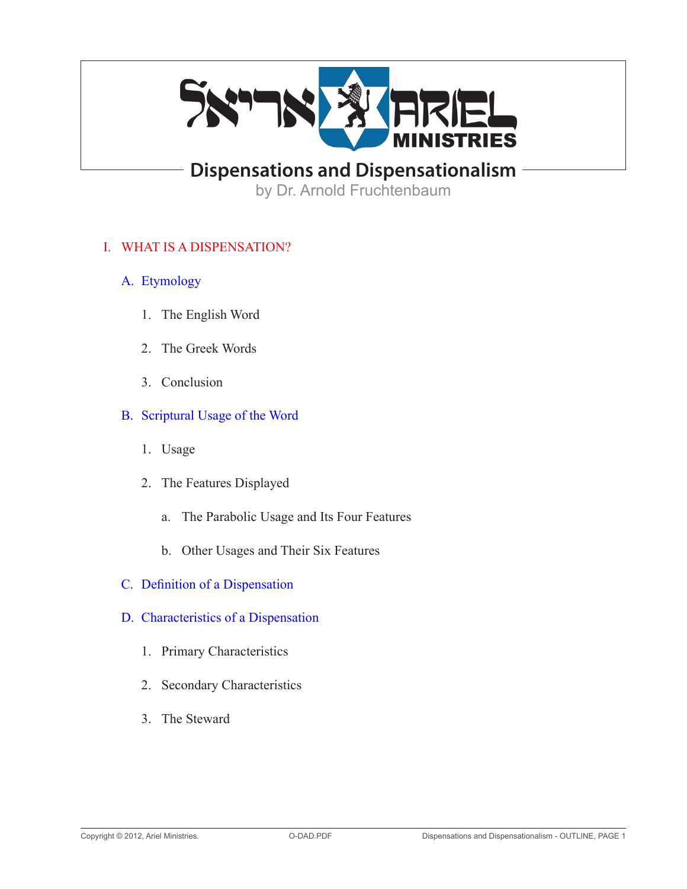# Dispensations and Dispensationalism

by Dr. Arnold Fruchtenbaum

## I. WHAT IS A DISPENSATION?

### A. Etymology

1. The English Word

2. The Greek Words

3. Conclusion

### B. Scriptural Usage of the Word

1. Usage

2. The Features Displayed

   a. The Parabolic Usage and Its Four Features

   b. Other Usages and Their Six Features

### C. Definition of a Dispensation

### D. Characteristics of a Dispensation

1. Primary Characteristics

2. Secondary Characteristics

3. The Steward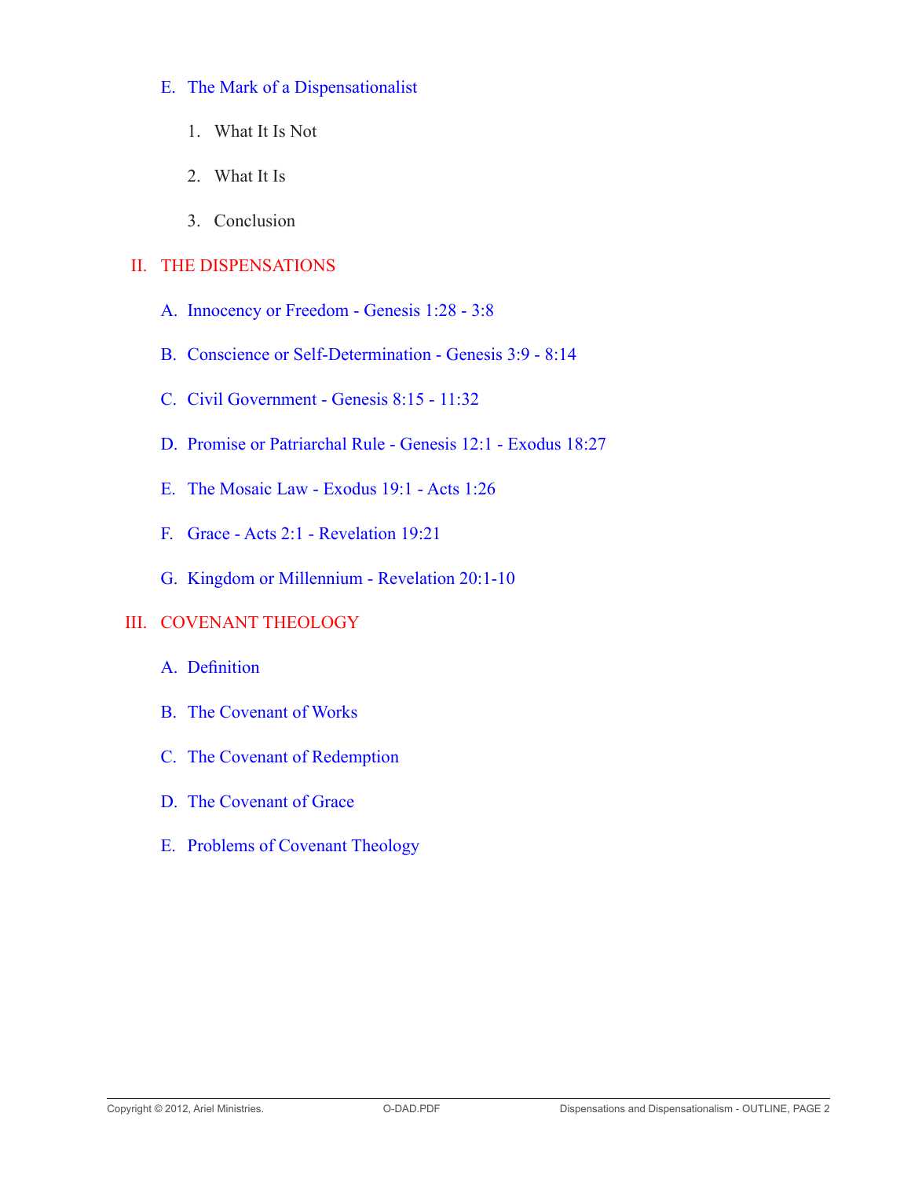E. The Mark of a Dispensationalist

1. What It Is Not

2. What It Is

3. Conclusion

## II. THE DISPENSATIONS

A. Innocency or Freedom - Genesis 1:28 - 3:8

B. Conscience or Self-Determination - Genesis 3:9 - 8:14

C. Civil Government - Genesis 8:15 - 11:32

D. Promise or Patriarchal Rule - Genesis 12:1 - Exodus 18:27

E. The Mosaic Law - Exodus 19:1 - Acts 1:26

F. Grace - Acts 2:1 - Revelation 19:21

G. Kingdom or Millennium - Revelation 20:1-10

## III. COVENANT THEOLOGY

A. Definition

B. The Covenant of Works

C. The Covenant of Redemption

D. The Covenant of Grace

E. Problems of Covenant Theology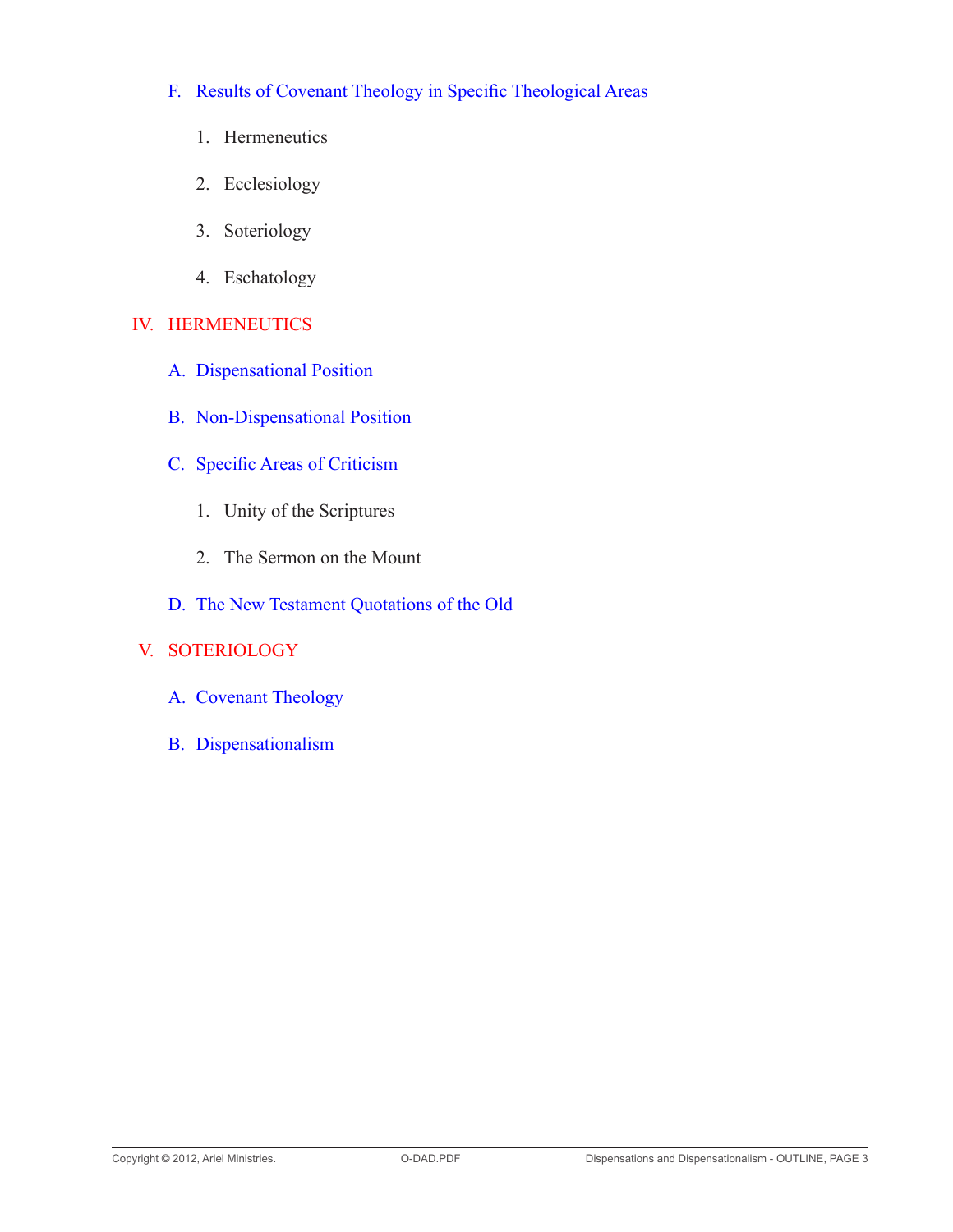F. Results of Covenant Theology in Specific Theological Areas

1. Hermeneutics

2. Ecclesiology

3. Soteriology

4. Eschatology

## IV. HERMENEUTICS

A. Dispensational Position

B. Non-Dispensational Position

C. Specific Areas of Criticism

1. Unity of the Scriptures

2. The Sermon on the Mount

D. The New Testament Quotations of the Old

## V. SOTERIOLOGY

A. Covenant Theology

B. Dispensationalism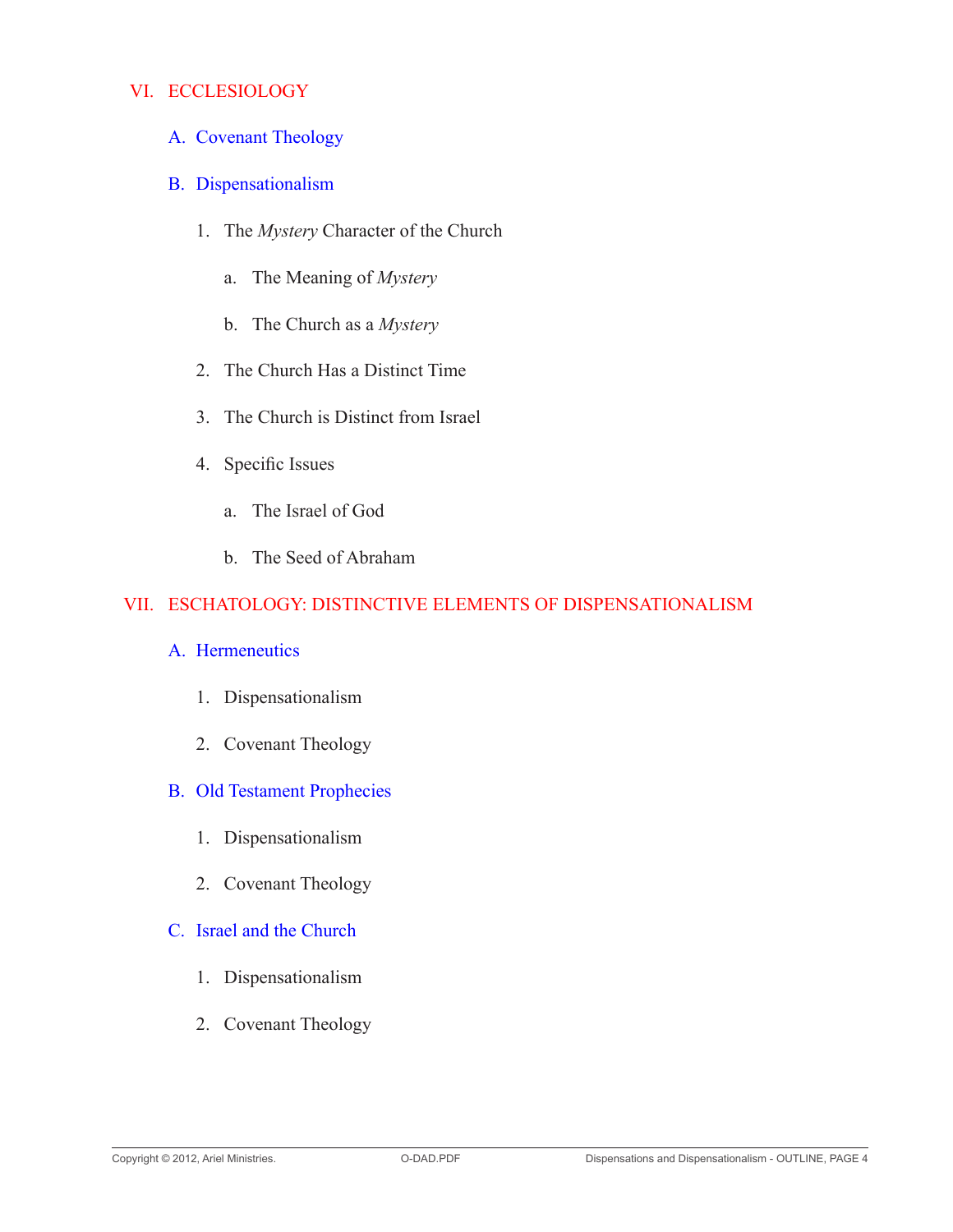## VI. ECCLESIOLOGY

### A. Covenant Theology

### B. Dispensationalism

1. The *Mystery* Character of the Church
   - a. The Meaning of *Mystery*
   - b. The Church as a *Mystery*
2. The Church Has a Distinct Time
3. The Church is Distinct from Israel
4. Specific Issues
   - a. The Israel of God
   - b. The Seed of Abraham

## VII. ESCHATOLOGY: DISTINCTIVE ELEMENTS OF DISPENSATIONALISM

### A. Hermeneutics

1. Dispensationalism
2. Covenant Theology

### B. Old Testament Prophecies

1. Dispensationalism
2. Covenant Theology

### C. Israel and the Church

1. Dispensationalism
2. Covenant Theology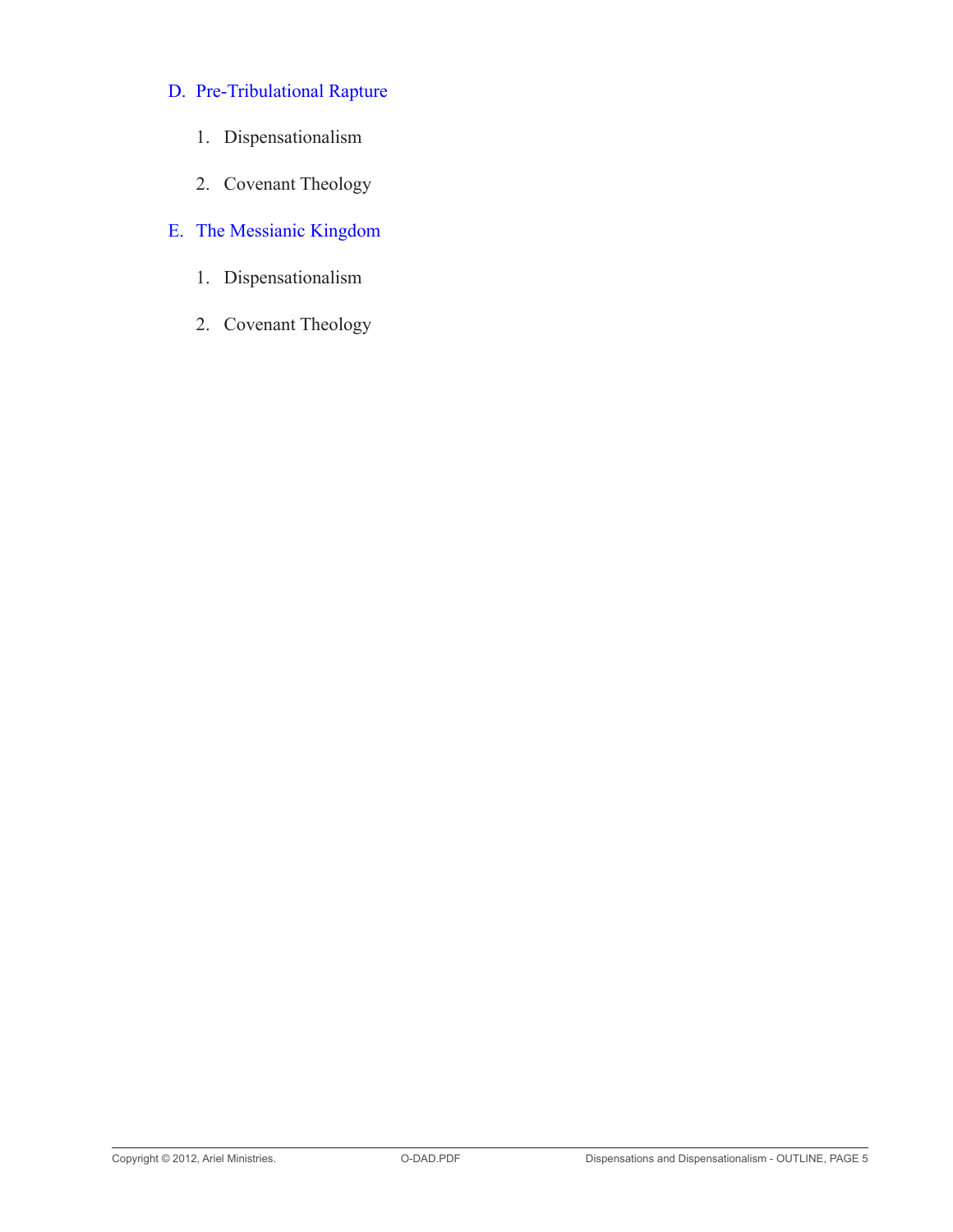D. Pre-Tribulational Rapture

1. Dispensationalism

2. Covenant Theology

E. The Messianic Kingdom

1. Dispensationalism

2. Covenant Theology